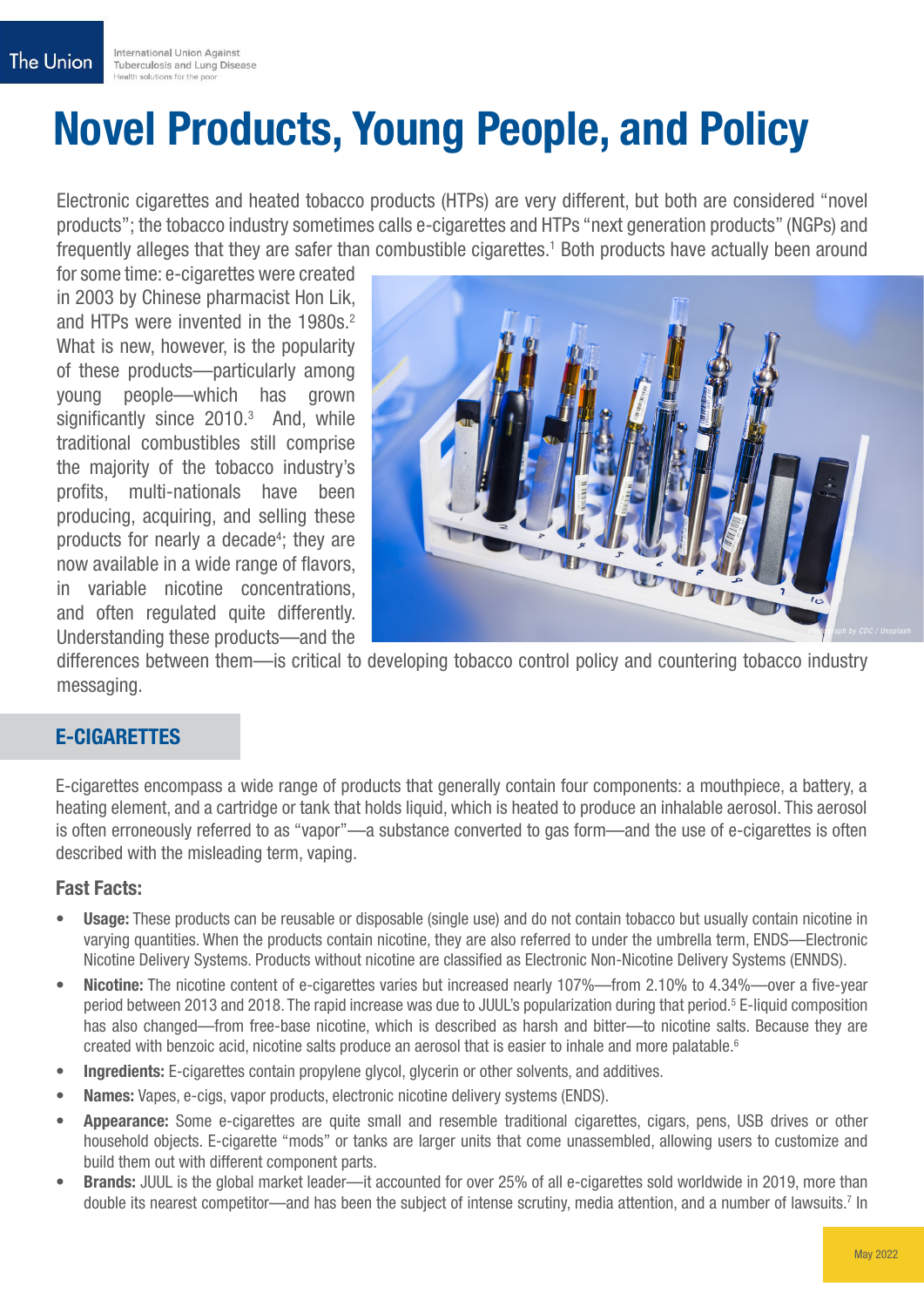# Novel Products, Young People, and Policy

Electronic cigarettes and heated tobacco products (HTPs) are very different, but both are considered "novel products"; the tobacco industry sometimes calls e-cigarettes and HTPs "next generation products" (NGPs) and frequently alleges that they are safer than combustible cigarettes.[1] Both products have actually been around for some time: e-cigarettes were created in 2003 by Chinese pharmacist Hon Lik, and HTPs were invented in the 1980s.[2] What is new, however, is the popularity of these products—particularly among young people—which has grown significantly since 2010.[3] And, while traditional combustibles still comprise the majority of the tobacco industry's profits, multi-nationals have been producing, acquiring, and selling these products for nearly a decade[4]; they are now available in a wide range of flavors, in variable nicotine concentrations, and often regulated quite differently. Understanding these products—and the differences between them—is critical to developing tobacco control policy and countering tobacco industry messaging.

Photograph by CDC / Unsplash

## E-CIGARETTES

E-cigarettes encompass a wide range of products that generally contain four components: a mouthpiece, a battery, a heating element, and a cartridge or tank that holds liquid, which is heated to produce an inhalable aerosol. This aerosol is often erroneously referred to as "vapor"—a substance converted to gas form—and the use of e-cigarettes is often described with the misleading term, vaping.

### Fast Facts:

- **Usage:** These products can be reusable or disposable (single use) and do not contain tobacco but usually contain nicotine in varying quantities. When the products contain nicotine, they are also referred to under the umbrella term, ENDS—Electronic Nicotine Delivery Systems. Products without nicotine are classified as Electronic Non-Nicotine Delivery Systems (ENNDS).
- **Nicotine:** The nicotine content of e-cigarettes varies but increased nearly 107%—from 2.10% to 4.34%—over a five-year period between 2013 and 2018. The rapid increase was due to JUUL's popularization during that period.[5] E-liquid composition has also changed—from free-base nicotine, which is described as harsh and bitter—to nicotine salts. Because they are created with benzoic acid, nicotine salts produce an aerosol that is easier to inhale and more palatable.[6]
- **Ingredients:** E-cigarettes contain propylene glycol, glycerin or other solvents, and additives.
- **Names:** Vapes, e-cigs, vapor products, electronic nicotine delivery systems (ENDS).
- **Appearance:** Some e-cigarettes are quite small and resemble traditional cigarettes, cigars, pens, USB drives or other household objects. E-cigarette "mods" or tanks are larger units that come unassembled, allowing users to customize and build them out with different component parts.
- **Brands:** JUUL is the global market leader—it accounted for over 25% of all e-cigarettes sold worldwide in 2019, more than double its nearest competitor—and has been the subject of intense scrutiny, media attention, and a number of lawsuits.[7] In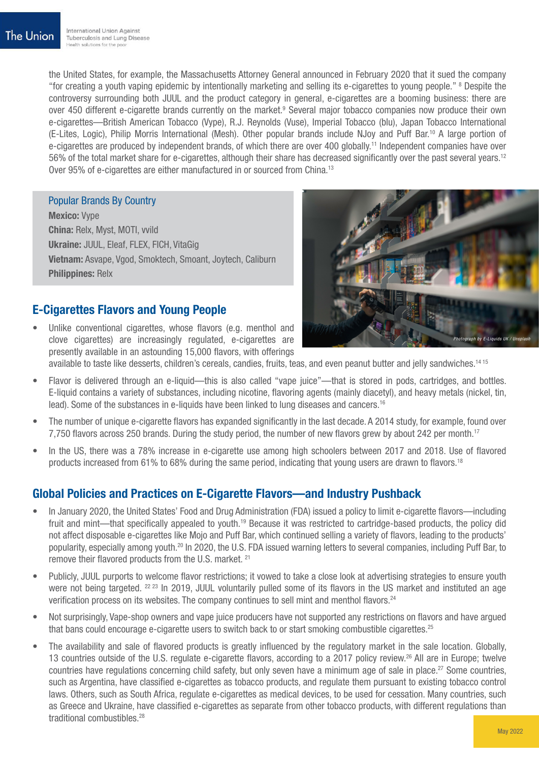the United States, for example, the Massachusetts Attorney General announced in February 2020 that it sued the company "for creating a youth vaping epidemic by intentionally marketing and selling its e-cigarettes to young people." [8] Despite the controversy surrounding both JUUL and the product category in general, e-cigarettes are a booming business: there are over 450 different e-cigarette brands currently on the market.[9] Several major tobacco companies now produce their own e-cigarettes—British American Tobacco (Vype), R.J. Reynolds (Vuse), Imperial Tobacco (blu), Japan Tobacco International (E-Lites, Logic), Philip Morris International (Mesh). Other popular brands include NJoy and Puff Bar.[10] A large portion of e-cigarettes are produced by independent brands, of which there are over 400 globally.[11] Independent companies have over 56% of the total market share for e-cigarettes, although their share has decreased significantly over the past several years.[12] Over 95% of e-cigarettes are either manufactured in or sourced from China.[13]

**Popular Brands By Country**

**Mexico:** Vype
**China:** Relx, Myst, MOTI, vvild
**Ukraine:** JUUL, Eleaf, FLEX, FICH, VitaGig
**Vietnam:** Asvape, Vgod, Smoktech, Smoant, Joytech, Caliburn
**Philippines:** Relx

*Photograph by E-Liquids UK / Unsplash*

## E-Cigarettes Flavors and Young People

- Unlike conventional cigarettes, whose flavors (e.g. menthol and clove cigarettes) are increasingly regulated, e-cigarettes are presently available in an astounding 15,000 flavors, with offerings available to taste like desserts, children's cereals, candies, fruits, teas, and even peanut butter and jelly sandwiches.[14,15]
- Flavor is delivered through an e-liquid—this is also called "vape juice"—that is stored in pods, cartridges, and bottles. E-liquid contains a variety of substances, including nicotine, flavoring agents (mainly diacetyl), and heavy metals (nickel, tin, lead). Some of the substances in e-liquids have been linked to lung diseases and cancers.[16]
- The number of unique e-cigarette flavors has expanded significantly in the last decade. A 2014 study, for example, found over 7,750 flavors across 250 brands. During the study period, the number of new flavors grew by about 242 per month.[17]
- In the US, there was a 78% increase in e-cigarette use among high schoolers between 2017 and 2018. Use of flavored products increased from 61% to 68% during the same period, indicating that young users are drawn to flavors.[18]

## Global Policies and Practices on E-Cigarette Flavors—and Industry Pushback

- In January 2020, the United States' Food and Drug Administration (FDA) issued a policy to limit e-cigarette flavors—including fruit and mint—that specifically appealed to youth.[19] Because it was restricted to cartridge-based products, the policy did not affect disposable e-cigarettes like Mojo and Puff Bar, which continued selling a variety of flavors, leading to the products' popularity, especially among youth.[20] In 2020, the U.S. FDA issued warning letters to several companies, including Puff Bar, to remove their flavored products from the U.S. market. [21]
- Publicly, JUUL purports to welcome flavor restrictions; it vowed to take a close look at advertising strategies to ensure youth were not being targeted. [22,23] In 2019, JUUL voluntarily pulled some of its flavors in the US market and instituted an age verification process on its websites. The company continues to sell mint and menthol flavors.[24]
- Not surprisingly, Vape-shop owners and vape juice producers have not supported any restrictions on flavors and have argued that bans could encourage e-cigarette users to switch back to or start smoking combustible cigarettes.[25]
- The availability and sale of flavored products is greatly influenced by the regulatory market in the sale location. Globally, 13 countries outside of the U.S. regulate e-cigarette flavors, according to a 2017 policy review.[26] All are in Europe; twelve countries have regulations concerning child safety, but only seven have a minimum age of sale in place.[27] Some countries, such as Argentina, have classified e-cigarettes as tobacco products, and regulate them pursuant to existing tobacco control laws. Others, such as South Africa, regulate e-cigarettes as medical devices, to be used for cessation. Many countries, such as Greece and Ukraine, have classified e-cigarettes as separate from other tobacco products, with different regulations than traditional combustibles.[28]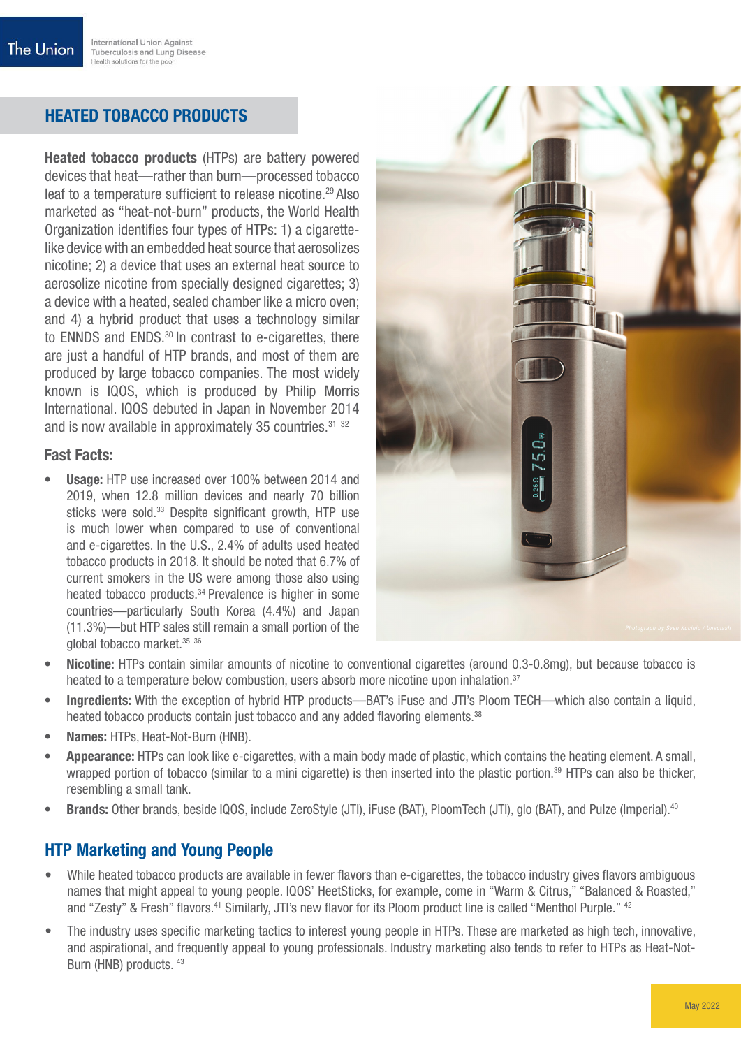## HEATED TOBACCO PRODUCTS

**Heated tobacco products** (HTPs) are battery powered devices that heat—rather than burn—processed tobacco leaf to a temperature sufficient to release nicotine.[29] Also marketed as "heat-not-burn" products, the World Health Organization identifies four types of HTPs: 1) a cigarette-like device with an embedded heat source that aerosolizes nicotine; 2) a device that uses an external heat source to aerosolize nicotine from specially designed cigarettes; 3) a device with a heated, sealed chamber like a micro oven; and 4) a hybrid product that uses a technology similar to ENNDS and ENDS.[30] In contrast to e-cigarettes, there are just a handful of HTP brands, and most of them are produced by large tobacco companies. The most widely known is IQOS, which is produced by Philip Morris International. IQOS debuted in Japan in November 2014 and is now available in approximately 35 countries.[31 32]

### Fast Facts:

- **Usage:** HTP use increased over 100% between 2014 and 2019, when 12.8 million devices and nearly 70 billion sticks were sold.[33] Despite significant growth, HTP use is much lower when compared to use of conventional and e-cigarettes. In the U.S., 2.4% of adults used heated tobacco products in 2018. It should be noted that 6.7% of current smokers in the US were among those also using heated tobacco products.[34] Prevalence is higher in some countries—particularly South Korea (4.4%) and Japan (11.3%)—but HTP sales still remain a small portion of the global tobacco market.[35 36]
- **Nicotine:** HTPs contain similar amounts of nicotine to conventional cigarettes (around 0.3-0.8mg), but because tobacco is heated to a temperature below combustion, users absorb more nicotine upon inhalation.[37]
- **Ingredients:** With the exception of hybrid HTP products—BAT's iFuse and JTI's Ploom TECH—which also contain a liquid, heated tobacco products contain just tobacco and any added flavoring elements.[38]
- **Names:** HTPs, Heat-Not-Burn (HNB).
- **Appearance:** HTPs can look like e-cigarettes, with a main body made of plastic, which contains the heating element. A small, wrapped portion of tobacco (similar to a mini cigarette) is then inserted into the plastic portion.[39] HTPs can also be thicker, resembling a small tank.
- **Brands:** Other brands, beside IQOS, include ZeroStyle (JTI), iFuse (BAT), PloomTech (JTI), glo (BAT), and Pulze (Imperial).[40]

## HTP Marketing and Young People

- While heated tobacco products are available in fewer flavors than e-cigarettes, the tobacco industry gives flavors ambiguous names that might appeal to young people. IQOS' HeetSticks, for example, come in "Warm & Citrus," "Balanced & Roasted," and "Zesty" & Fresh" flavors.[41] Similarly, JTI's new flavor for its Ploom product line is called "Menthol Purple." [42]
- The industry uses specific marketing tactics to interest young people in HTPs. These are marketed as high tech, innovative, and aspirational, and frequently appeal to young professionals. Industry marketing also tends to refer to HTPs as Heat-Not-Burn (HNB) products. [43]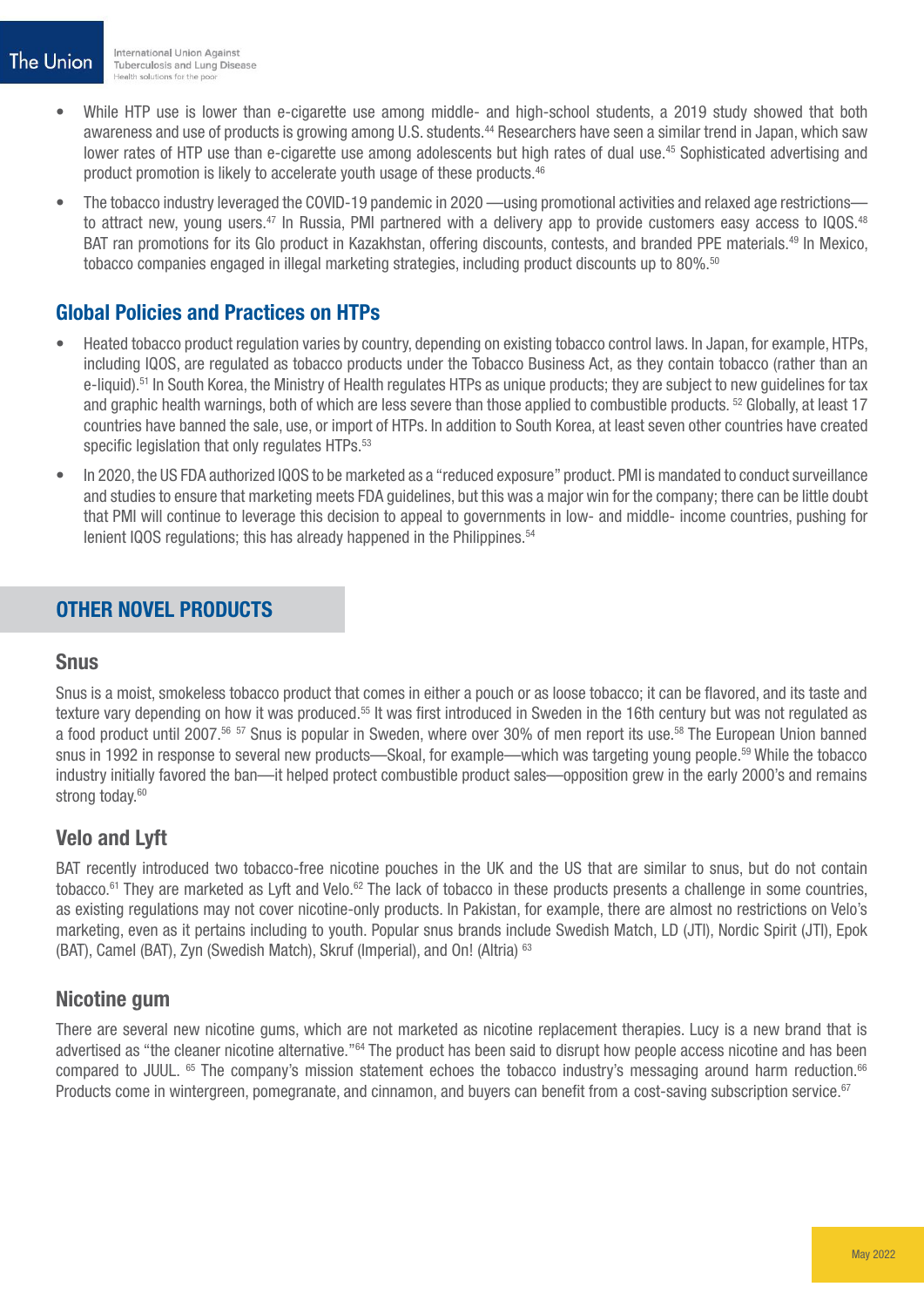- While HTP use is lower than e-cigarette use among middle- and high-school students, a 2019 study showed that both awareness and use of products is growing among U.S. students.[44] Researchers have seen a similar trend in Japan, which saw lower rates of HTP use than e-cigarette use among adolescents but high rates of dual use.[45] Sophisticated advertising and product promotion is likely to accelerate youth usage of these products.[46]
- The tobacco industry leveraged the COVID-19 pandemic in 2020 —using promotional activities and relaxed age restrictions—to attract new, young users.[47] In Russia, PMI partnered with a delivery app to provide customers easy access to IQOS.[48] BAT ran promotions for its Glo product in Kazakhstan, offering discounts, contests, and branded PPE materials.[49] In Mexico, tobacco companies engaged in illegal marketing strategies, including product discounts up to 80%.[50]

## Global Policies and Practices on HTPs

- Heated tobacco product regulation varies by country, depending on existing tobacco control laws. In Japan, for example, HTPs, including IQOS, are regulated as tobacco products under the Tobacco Business Act, as they contain tobacco (rather than an e-liquid).[51] In South Korea, the Ministry of Health regulates HTPs as unique products; they are subject to new guidelines for tax and graphic health warnings, both of which are less severe than those applied to combustible products. [52] Globally, at least 17 countries have banned the sale, use, or import of HTPs. In addition to South Korea, at least seven other countries have created specific legislation that only regulates HTPs.[53]
- In 2020, the US FDA authorized IQOS to be marketed as a "reduced exposure" product. PMI is mandated to conduct surveillance and studies to ensure that marketing meets FDA guidelines, but this was a major win for the company; there can be little doubt that PMI will continue to leverage this decision to appeal to governments in low- and middle- income countries, pushing for lenient IQOS regulations; this has already happened in the Philippines.[54]

## OTHER NOVEL PRODUCTS

### Snus

Snus is a moist, smokeless tobacco product that comes in either a pouch or as loose tobacco; it can be flavored, and its taste and texture vary depending on how it was produced.[55] It was first introduced in Sweden in the 16th century but was not regulated as a food product until 2007.[56] [57] Snus is popular in Sweden, where over 30% of men report its use.[58] The European Union banned snus in 1992 in response to several new products—Skoal, for example—which was targeting young people.[59] While the tobacco industry initially favored the ban—it helped protect combustible product sales—opposition grew in the early 2000's and remains strong today.[60]

### Velo and Lyft

BAT recently introduced two tobacco-free nicotine pouches in the UK and the US that are similar to snus, but do not contain tobacco.[61] They are marketed as Lyft and Velo.[62] The lack of tobacco in these products presents a challenge in some countries, as existing regulations may not cover nicotine-only products. In Pakistan, for example, there are almost no restrictions on Velo's marketing, even as it pertains including to youth. Popular snus brands include Swedish Match, LD (JTI), Nordic Spirit (JTI), Epok (BAT), Camel (BAT), Zyn (Swedish Match), Skruf (Imperial), and On! (Altria) [63]

### Nicotine gum

There are several new nicotine gums, which are not marketed as nicotine replacement therapies. Lucy is a new brand that is advertised as "the cleaner nicotine alternative."[64] The product has been said to disrupt how people access nicotine and has been compared to JUUL. [65] The company's mission statement echoes the tobacco industry's messaging around harm reduction.[66] Products come in wintergreen, pomegranate, and cinnamon, and buyers can benefit from a cost-saving subscription service.[67]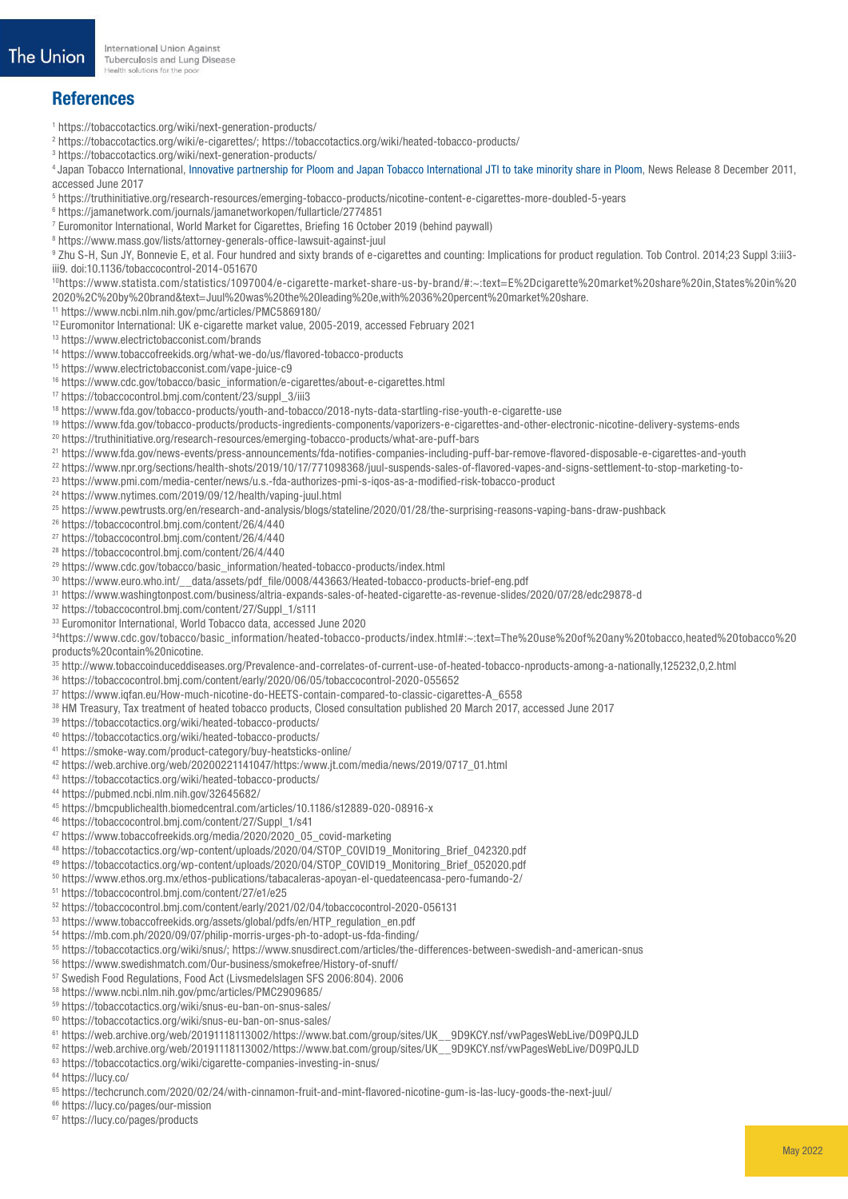## References

[1] https://tobaccotactics.org/wiki/next-generation-products/

[2] https://tobaccotactics.org/wiki/e-cigarettes/; https://tobaccotactics.org/wiki/heated-tobacco-products/

[3] https://tobaccotactics.org/wiki/next-generation-products/

[4] Japan Tobacco International, Innovative partnership for Ploom and Japan Tobacco International JTI to take minority share in Ploom, News Release 8 December 2011, accessed June 2017

[5] https://truthinitiative.org/research-resources/emerging-tobacco-products/nicotine-content-e-cigarettes-more-doubled-5-years

[6] https://jamanetwork.com/journals/jamanetworkopen/fullarticle/2774851

[7] Euromonitor International, World Market for Cigarettes, Briefing 16 October 2019 (behind paywall)

[8] https://www.mass.gov/lists/attorney-generals-office-lawsuit-against-juul

[9] Zhu S-H, Sun JY, Bonnevie E, et al. Four hundred and sixty brands of e-cigarettes and counting: Implications for product regulation. Tob Control. 2014;23 Suppl 3:iii3-iii9. doi:10.1136/tobaccocontrol-2014-051670

[10] https://www.statista.com/statistics/1097004/e-cigarette-market-share-us-by-brand/#:~:text=E%2Dcigarette%20market%20share%20in,States%20in%202020%2C%20by%20brand&text=Juul%20was%20the%20leading%20e,with%2036%20percent%20market%20share.

[11] https://www.ncbi.nlm.nih.gov/pmc/articles/PMC5869180/

[12] Euromonitor International: UK e-cigarette market value, 2005-2019, accessed February 2021

[13] https://www.electrictobacconist.com/brands

[14] https://www.tobaccofreekids.org/what-we-do/us/flavored-tobacco-products

[15] https://www.electrictobacconist.com/vape-juice-c9

[16] https://www.cdc.gov/tobacco/basic_information/e-cigarettes/about-e-cigarettes.html

[17] https://tobaccocontrol.bmj.com/content/23/suppl_3/iii3

[18] https://www.fda.gov/tobacco-products/youth-and-tobacco/2018-nyts-data-startling-rise-youth-e-cigarette-use

[19] https://www.fda.gov/tobacco-products/products-ingredients-components/vaporizers-e-cigarettes-and-other-electronic-nicotine-delivery-systems-ends

[20] https://truthinitiative.org/research-resources/emerging-tobacco-products/what-are-puff-bars

[21] https://www.fda.gov/news-events/press-announcements/fda-notifies-companies-including-puff-bar-remove-flavored-disposable-e-cigarettes-and-youth

[22] https://www.npr.org/sections/health-shots/2019/10/17/771098368/juul-suspends-sales-of-flavored-vapes-and-signs-settlement-to-stop-marketing-to-

[23] https://www.pmi.com/media-center/news/u.s.-fda-authorizes-pmi-s-iqos-as-a-modified-risk-tobacco-product

[24] https://www.nytimes.com/2019/09/12/health/vaping-juul.html

[25] https://www.pewtrusts.org/en/research-and-analysis/blogs/stateline/2020/01/28/the-surprising-reasons-vaping-bans-draw-pushback

[26] https://tobaccocontrol.bmj.com/content/26/4/440

[27] https://tobaccocontrol.bmj.com/content/26/4/440

[28] https://tobaccocontrol.bmj.com/content/26/4/440

[29] https://www.cdc.gov/tobacco/basic_information/heated-tobacco-products/index.html

[30] https://www.euro.who.int/__data/assets/pdf_file/0008/443663/Heated-tobacco-products-brief-eng.pdf

[31] https://www.washingtonpost.com/business/altria-expands-sales-of-heated-cigarette-as-revenue-slides/2020/07/28/edc29878-d

[32] https://tobaccocontrol.bmj.com/content/27/Suppl_1/s111

[33] Euromonitor International, World Tobacco data, accessed June 2020

[34] https://www.cdc.gov/tobacco/basic_information/heated-tobacco-products/index.html#:~:text=The%20use%20of%20any%20tobacco,heated%20tobacco%20products%20contain%20nicotine.

[35] http://www.tobaccoinduceddiseases.org/Prevalence-and-correlates-of-current-use-of-heated-tobacco-nproducts-among-a-nationally,125232,0,2.html

[36] https://tobaccocontrol.bmj.com/content/early/2020/06/05/tobaccocontrol-2020-055652

[37] https://www.iqfan.eu/How-much-nicotine-do-HEETS-contain-compared-to-classic-cigarettes-A_6558

[38] HM Treasury, Tax treatment of heated tobacco products, Closed consultation published 20 March 2017, accessed June 2017

[39] https://tobaccotactics.org/wiki/heated-tobacco-products/

[40] https://tobaccotactics.org/wiki/heated-tobacco-products/

[41] https://smoke-way.com/product-category/buy-heatsticks-online/

[42] https://web.archive.org/web/20200221141047/https:/www.jt.com/media/news/2019/0717_01.html

[43] https://tobaccotactics.org/wiki/heated-tobacco-products/

[44] https://pubmed.ncbi.nlm.nih.gov/32645682/

[45] https://bmcpublichealth.biomedcentral.com/articles/10.1186/s12889-020-08916-x

[46] https://tobaccocontrol.bmj.com/content/27/Suppl_1/s41

[47] https://www.tobaccofreekids.org/media/2020/2020_05_covid-marketing

[48] https://tobaccotactics.org/wp-content/uploads/2020/04/STOP_COVID19_Monitoring_Brief_042320.pdf

[49] https://tobaccotactics.org/wp-content/uploads/2020/04/STOP_COVID19_Monitoring_Brief_052020.pdf

[50] https://www.ethos.org.mx/ethos-publications/tabacaleras-apoyan-el-quedateencasa-pero-fumando-2/

[51] https://tobaccocontrol.bmj.com/content/27/e1/e25

[52] https://tobaccocontrol.bmj.com/content/early/2021/02/04/tobaccocontrol-2020-056131

[53] https://www.tobaccofreekids.org/assets/global/pdfs/en/HTP_regulation_en.pdf

[54] https://mb.com.ph/2020/09/07/philip-morris-urges-ph-to-adopt-us-fda-finding/

[55] https://tobaccotactics.org/wiki/snus/; https://www.snusdirect.com/articles/the-differences-between-swedish-and-american-snus

[56] https://www.swedishmatch.com/Our-business/smokefree/History-of-snuff/

[57] Swedish Food Regulations, Food Act (Livsmedelslagen SFS 2006:804). 2006

[58] https://www.ncbi.nlm.nih.gov/pmc/articles/PMC2909685/

[59] https://tobaccotactics.org/wiki/snus-eu-ban-on-snus-sales/

[60] https://tobaccotactics.org/wiki/snus-eu-ban-on-snus-sales/

[61] https://web.archive.org/web/20191118113002/https://www.bat.com/group/sites/UK__9D9KCY.nsf/vwPagesWebLive/DO9PQJLD

[62] https://web.archive.org/web/20191118113002/https://www.bat.com/group/sites/UK__9D9KCY.nsf/vwPagesWebLive/DO9PQJLD

[63] https://tobaccotactics.org/wiki/cigarette-companies-investing-in-snus/

[64] https://lucy.co/

[65] https://techcrunch.com/2020/02/24/with-cinnamon-fruit-and-mint-flavored-nicotine-gum-is-las-lucy-goods-the-next-juul/

[66] https://lucy.co/pages/our-mission

[67] https://lucy.co/pages/products

May 2022